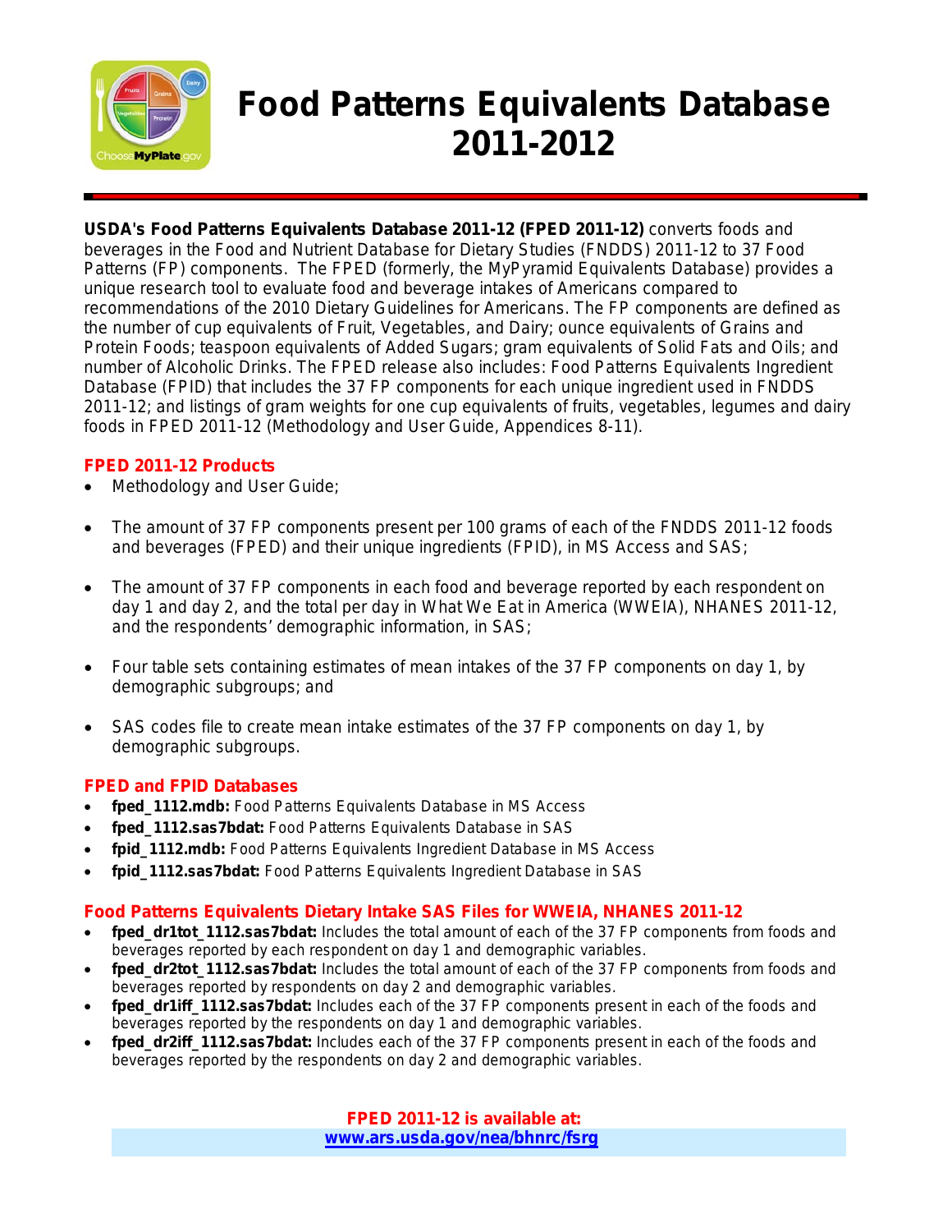# Food Patterns Equivalents Database 2011-2012

**USDA's Food Patterns Equivalents Database 2011-12 (FPED 2011-12)** converts foods and beverages in the Food and Nutrient Database for Dietary Studies (FNDDS) 2011-12 to 37 Food Patterns (FP) components. The FPED (formerly, the MyPyramid Equivalents Database) provides a unique research tool to evaluate food and beverage intakes of Americans compared to recommendations of the 2010 Dietary Guidelines for Americans. The FP components are defined as the number of cup equivalents of Fruit, Vegetables, and Dairy; ounce equivalents of Grains and Protein Foods; teaspoon equivalents of Added Sugars; gram equivalents of Solid Fats and Oils; and number of Alcoholic Drinks. The FPED release also includes: Food Patterns Equivalents Ingredient Database (FPID) that includes the 37 FP components for each unique ingredient used in FNDDS 2011-12; and listings of gram weights for one cup equivalents of fruits, vegetables, legumes and dairy foods in FPED 2011-12 (Methodology and User Guide, Appendices 8-11).

## FPED 2011-12 Products

- Methodology and User Guide;
- The amount of 37 FP components present per 100 grams of each of the FNDDS 2011-12 foods and beverages (FPED) and their unique ingredients (FPID), in MS Access and SAS;
- The amount of 37 FP components in each food and beverage reported by each respondent on day 1 and day 2, and the total per day in What We Eat in America (WWEIA), NHANES 2011-12, and the respondents' demographic information, in SAS;
- Four table sets containing estimates of mean intakes of the 37 FP components on day 1, by demographic subgroups; and
- SAS codes file to create mean intake estimates of the 37 FP components on day 1, by demographic subgroups.

## FPED and FPID Databases

- **fped_1112.mdb:** Food Patterns Equivalents Database in MS Access
- **fped_1112.sas7bdat:** Food Patterns Equivalents Database in SAS
- **fpid_1112.mdb:** Food Patterns Equivalents Ingredient Database in MS Access
- **fpid_1112.sas7bdat:** Food Patterns Equivalents Ingredient Database in SAS

## Food Patterns Equivalents Dietary Intake SAS Files for WWEIA, NHANES 2011-12

- **fped_dr1tot_1112.sas7bdat:** Includes the total amount of each of the 37 FP components from foods and beverages reported by each respondent on day 1 and demographic variables.
- **fped_dr2tot_1112.sas7bdat:** Includes the total amount of each of the 37 FP components from foods and beverages reported by respondents on day 2 and demographic variables.
- **fped_dr1iff_1112.sas7bdat:** Includes each of the 37 FP components present in each of the foods and beverages reported by the respondents on day 1 and demographic variables.
- **fped_dr2iff_1112.sas7bdat:** Includes each of the 37 FP components present in each of the foods and beverages reported by the respondents on day 2 and demographic variables.

**FPED 2011-12 is available at:**
**www.ars.usda.gov/nea/bhnrc/fsrg**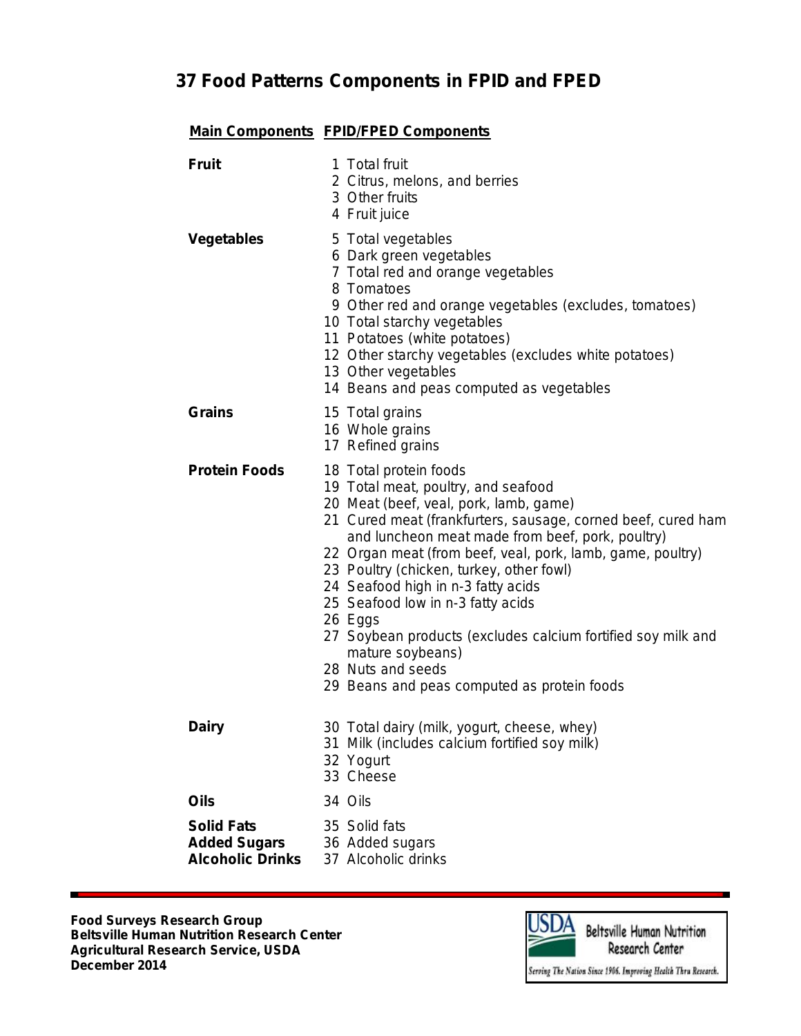# 37 Food Patterns Components in FPID and FPED

| Main Components | FPID/FPED Components |
|---|---|
| **Fruit** | 1 Total fruit |
| | 2 Citrus, melons, and berries |
| | 3 Other fruits |
| | 4 Fruit juice |
| **Vegetables** | 5 Total vegetables |
| | 6 Dark green vegetables |
| | 7 Total red and orange vegetables |
| | 8 Tomatoes |
| | 9 Other red and orange vegetables (excludes, tomatoes) |
| | 10 Total starchy vegetables |
| | 11 Potatoes (white potatoes) |
| | 12 Other starchy vegetables (excludes white potatoes) |
| | 13 Other vegetables |
| | 14 Beans and peas computed as vegetables |
| **Grains** | 15 Total grains |
| | 16 Whole grains |
| | 17 Refined grains |
| **Protein Foods** | 18 Total protein foods |
| | 19 Total meat, poultry, and seafood |
| | 20 Meat (beef, veal, pork, lamb, game) |
| | 21 Cured meat (frankfurters, sausage, corned beef, cured ham and luncheon meat made from beef, pork, poultry) |
| | 22 Organ meat (from beef, veal, pork, lamb, game, poultry) |
| | 23 Poultry (chicken, turkey, other fowl) |
| | 24 Seafood high in n-3 fatty acids |
| | 25 Seafood low in n-3 fatty acids |
| | 26 Eggs |
| | 27 Soybean products (excludes calcium fortified soy milk and mature soybeans) |
| | 28 Nuts and seeds |
| | 29 Beans and peas computed as protein foods |
| **Dairy** | 30 Total dairy (milk, yogurt, cheese, whey) |
| | 31 Milk (includes calcium fortified soy milk) |
| | 32 Yogurt |
| | 33 Cheese |
| **Oils** | 34 Oils |
| **Solid Fats** | 35 Solid fats |
| **Added Sugars** | 36 Added sugars |
| **Alcoholic Drinks** | 37 Alcoholic drinks |

**Food Surveys Research Group**
**Beltsville Human Nutrition Research Center**
**Agricultural Research Service, USDA**
**December 2014**

USDA Beltsville Human Nutrition Research Center

*Serving The Nation Since 1906. Improving Health Thru Research.*